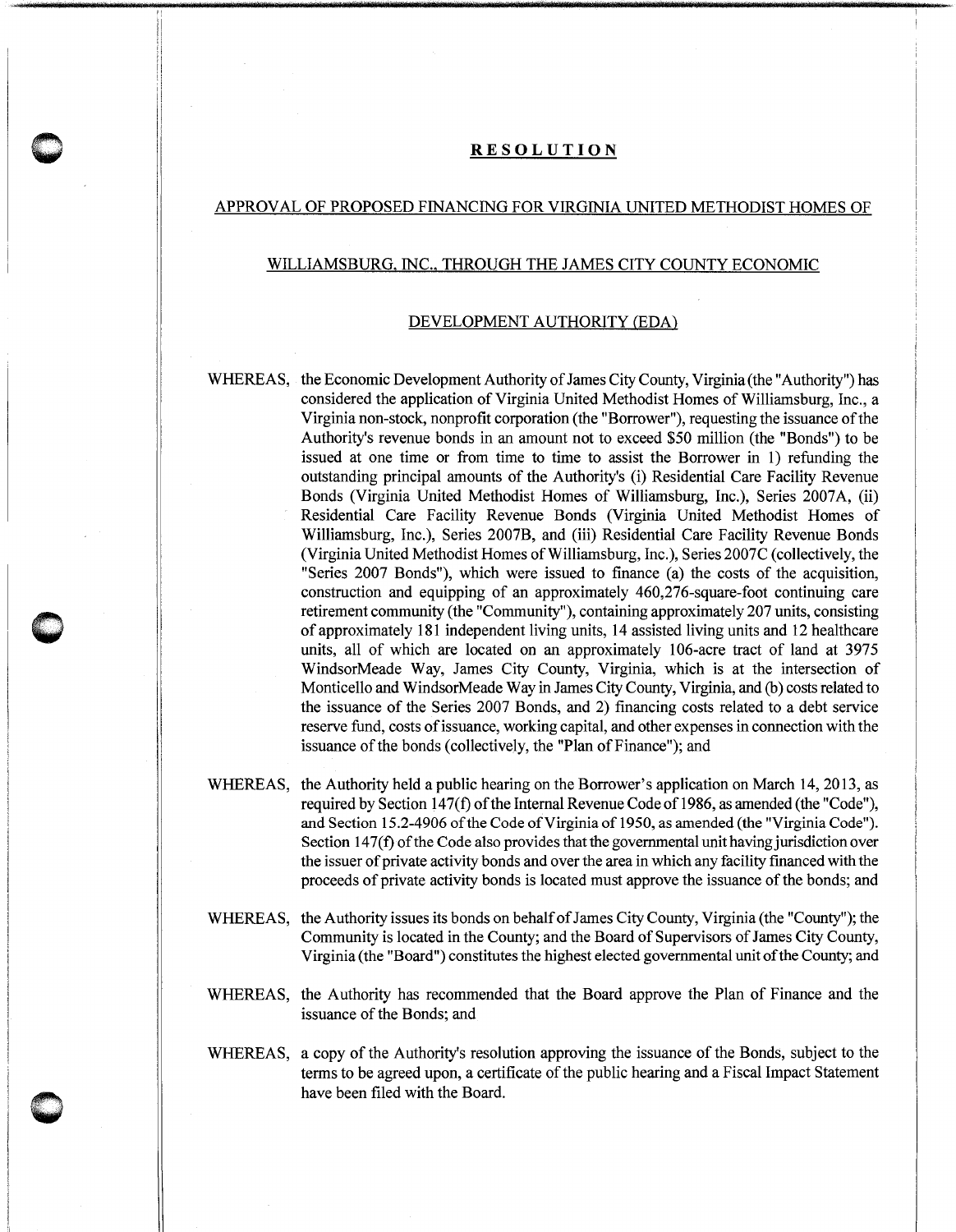# RESOLUTION

## APPROVAL OF PROPOSED FINANCING FOR VIRGINIA UNITED METHODIST HOMES OF WILLIAMSBURG, INC., THROUGH THE JAMES CITY COUNTY ECONOMIC DEVELOPMENT AUTHORITY (EDA)

WHEREAS, the Economic Development Authority of James City County, Virginia (the "Authority") has considered the application of Virginia United Methodist Homes of Williamsburg, Inc., a Virginia non-stock, nonprofit corporation (the "Borrower"), requesting the issuance of the Authority's revenue bonds in an amount not to exceed $50 million (the "Bonds") to be issued at one time or from time to time to assist the Borrower in 1) refunding the outstanding principal amounts of the Authority's (i) Residential Care Facility Revenue Bonds (Virginia United Methodist Homes of Williamsburg, Inc.), Series 2007A, (ii) Residential Care Facility Revenue Bonds (Virginia United Methodist Homes of Williamsburg, Inc.), Series 2007B, and (iii) Residential Care Facility Revenue Bonds (Virginia United Methodist Homes of Williamsburg, Inc.), Series 2007C (collectively, the "Series 2007 Bonds"), which were issued to finance (a) the costs of the acquisition, construction and equipping of an approximately 460,276-square-foot continuing care retirement community (the "Community"), containing approximately 207 units, consisting of approximately 181 independent living units, 14 assisted living units and 12 healthcare units, all of which are located on an approximately 106-acre tract of land at 3975 WindsorMeade Way, James City County, Virginia, which is at the intersection of Monticello and WindsorMeade Way in James City County, Virginia, and (b) costs related to the issuance of the Series 2007 Bonds, and 2) financing costs related to a debt service reserve fund, costs of issuance, working capital, and other expenses in connection with the issuance of the bonds (collectively, the "Plan of Finance"); and

WHEREAS, the Authority held a public hearing on the Borrower's application on March 14, 2013, as required by Section 147(f) of the Internal Revenue Code of 1986, as amended (the "Code"), and Section 15.2-4906 of the Code of Virginia of 1950, as amended (the "Virginia Code"). Section 147(f) of the Code also provides that the governmental unit having jurisdiction over the issuer of private activity bonds and over the area in which any facility financed with the proceeds of private activity bonds is located must approve the issuance of the bonds; and

WHEREAS, the Authority issues its bonds on behalf of James City County, Virginia (the "County"); the Community is located in the County; and the Board of Supervisors of James City County, Virginia (the "Board") constitutes the highest elected governmental unit of the County; and

WHEREAS, the Authority has recommended that the Board approve the Plan of Finance and the issuance of the Bonds; and

WHEREAS, a copy of the Authority's resolution approving the issuance of the Bonds, subject to the terms to be agreed upon, a certificate of the public hearing and a Fiscal Impact Statement have been filed with the Board.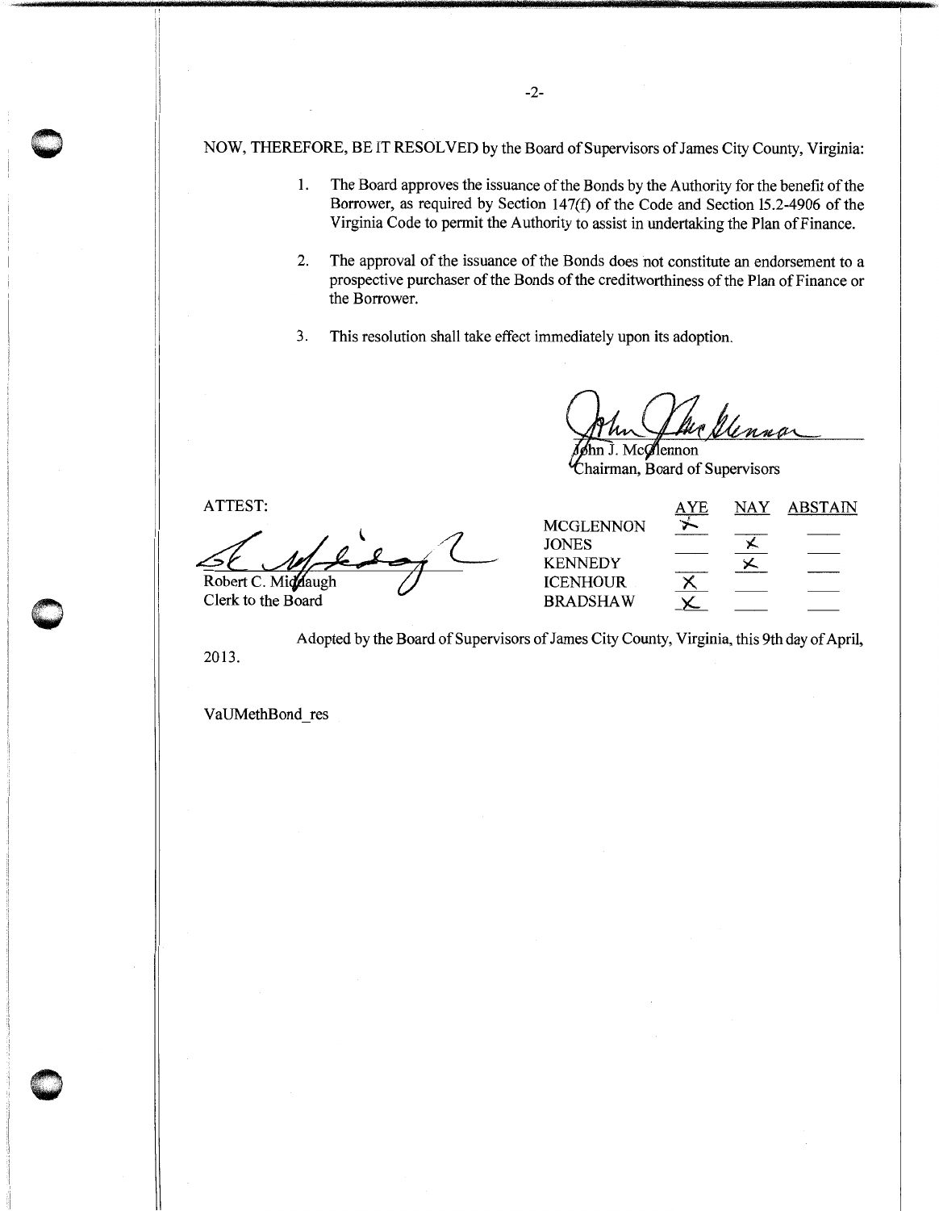NOW, THEREFORE, BE IT RESOLVED by the Board of Supervisors of James City County, Virginia:

1. The Board approves the issuance of the Bonds by the Authority for the benefit of the Borrower, as required by Section 147(f) of the Code and Section 15.2-4906 of the Virginia Code to permit the Authority to assist in undertaking the Plan of Finance.

2. The approval of the issuance of the Bonds does not constitute an endorsement to a prospective purchaser of the Bonds of the creditworthiness of the Plan of Finance or the Borrower.

3. This resolution shall take effect immediately upon its adoption.

John J. McGlennon
Chairman, Board of Supervisors

ATTEST:

Robert C. Middaugh
Clerk to the Board

| | AYE | NAY | ABSTAIN |
|---|---|---|---|
| MCGLENNON | X | | |
| JONES | | X | |
| KENNEDY | | X | |
| ICENHOUR | X | | |
| BRADSHAW | X | | |

Adopted by the Board of Supervisors of James City County, Virginia, this 9th day of April, 2013.

VaUMethBond_res